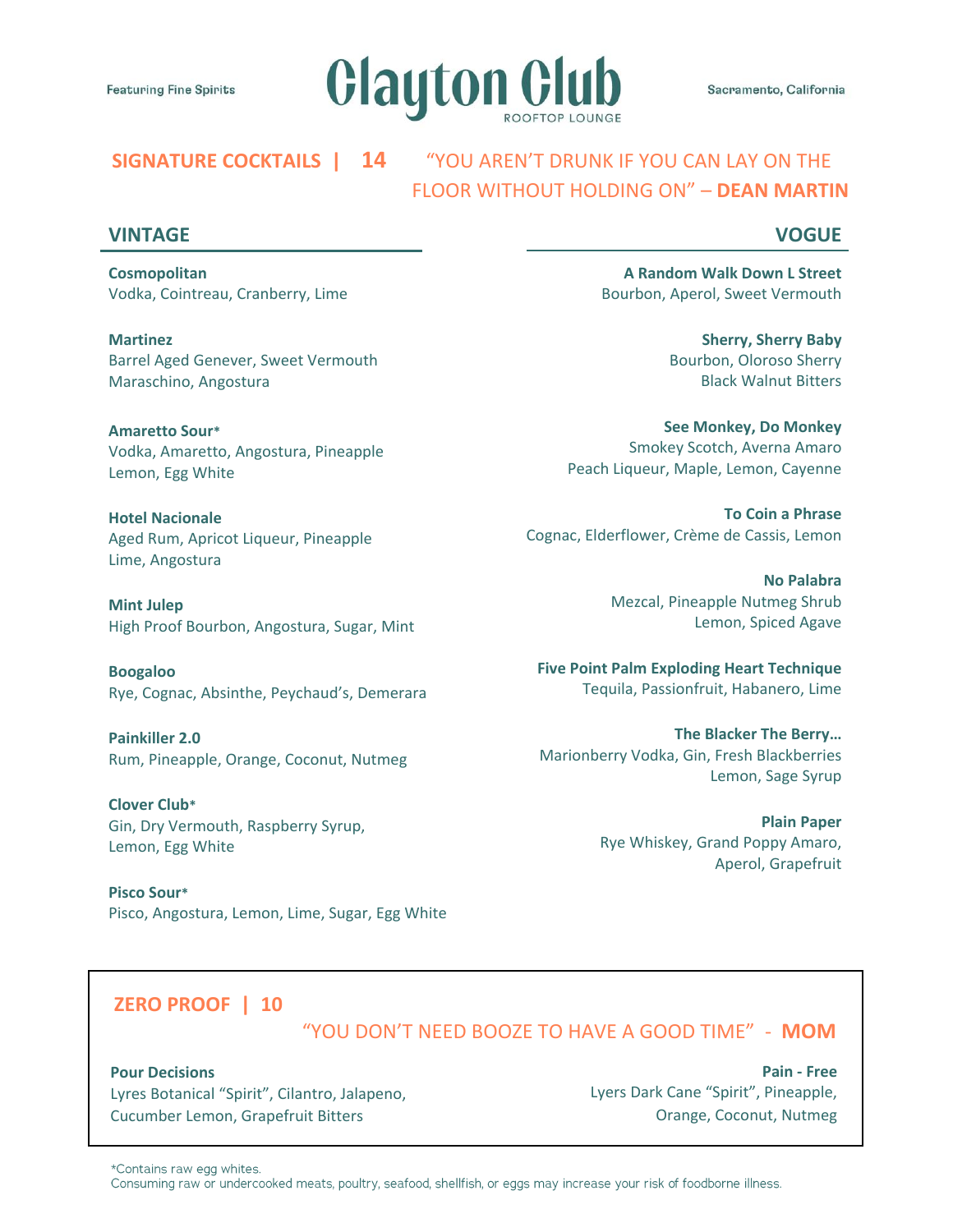Featuring Fine Spirits

# Clayton Club

ROOFTOP LOUNGE

Sacramento, California

## SIGNATURE COCKTAILS | 14

"YOU AREN'T DRUNK IF YOU CAN LAY ON THE FLOOR WITHOUT HOLDING ON" – **DEAN MARTIN**

### VINTAGE

**Cosmopolitan**
Vodka, Cointreau, Cranberry, Lime

**Martinez**
Barrel Aged Genever, Sweet Vermouth
Maraschino, Angostura

**Amaretto Sour***
Vodka, Amaretto, Angostura, Pineapple
Lemon, Egg White

**Hotel Nacionale**
Aged Rum, Apricot Liqueur, Pineapple
Lime, Angostura

**Mint Julep**
High Proof Bourbon, Angostura, Sugar, Mint

**Boogaloo**
Rye, Cognac, Absinthe, Peychaud's, Demerara

**Painkiller 2.0**
Rum, Pineapple, Orange, Coconut, Nutmeg

**Clover Club***
Gin, Dry Vermouth, Raspberry Syrup,
Lemon, Egg White

**Pisco Sour***
Pisco, Angostura, Lemon, Lime, Sugar, Egg White

### VOGUE

**A Random Walk Down L Street**
Bourbon, Aperol, Sweet Vermouth

**Sherry, Sherry Baby**
Bourbon, Oloroso Sherry
Black Walnut Bitters

**See Monkey, Do Monkey**
Smokey Scotch, Averna Amaro
Peach Liqueur, Maple, Lemon, Cayenne

**To Coin a Phrase**
Cognac, Elderflower, Crème de Cassis, Lemon

**No Palabra**
Mezcal, Pineapple Nutmeg Shrub
Lemon, Spiced Agave

**Five Point Palm Exploding Heart Technique**
Tequila, Passionfruit, Habanero, Lime

**The Blacker The Berry…**
Marionberry Vodka, Gin, Fresh Blackberries
Lemon, Sage Syrup

**Plain Paper**
Rye Whiskey, Grand Poppy Amaro,
Aperol, Grapefruit

## ZERO PROOF | 10

"YOU DON'T NEED BOOZE TO HAVE A GOOD TIME" - **MOM**

**Pour Decisions**
Lyres Botanical "Spirit", Cilantro, Jalapeno,
Cucumber Lemon, Grapefruit Bitters

**Pain - Free**
Lyers Dark Cane "Spirit", Pineapple,
Orange, Coconut, Nutmeg

*Contains raw egg whites.
Consuming raw or undercooked meats, poultry, seafood, shellfish, or eggs may increase your risk of foodborne illness.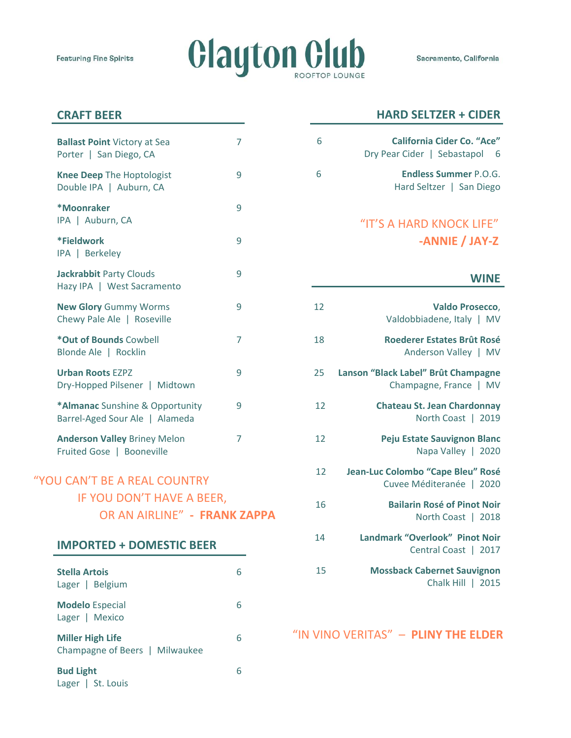Featuring Fine Spirits

# Clayton Club
ROOFTOP LOUNGE

Sacramento, California

## CRAFT BEER

**Ballast Point** Victory at Sea — 7
Porter | San Diego, CA

**Knee Deep** The Hoptologist — 9
Double IPA | Auburn, CA

***Moonraker** — 9
IPA | Auburn, CA

***Fieldwork** — 9
IPA | Berkeley

**Jackrabbit** Party Clouds — 9
Hazy IPA | West Sacramento

**New Glory** Gummy Worms — 9
Chewy Pale Ale | Roseville

***Out of Bounds** Cowbell — 7
Blonde Ale | Rocklin

**Urban Roots** EZPZ — 9
Dry-Hopped Pilsener | Midtown

***Almanac** Sunshine & Opportunity — 9
Barrel-Aged Sour Ale | Alameda

**Anderson Valley** Briney Melon — 7
Fruited Gose | Booneville

"YOU CAN'T BE A REAL COUNTRY IF YOU DON'T HAVE A BEER, OR AN AIRLINE" - **FRANK ZAPPA**

## IMPORTED + DOMESTIC BEER

**Stella Artois** — 6
Lager | Belgium

**Modelo** Especial — 6
Lager | Mexico

**Miller High Life** — 6
Champagne of Beers | Milwaukee

**Bud Light** — 6
Lager | St. Louis

## HARD SELTZER + CIDER

6 — **California Cider Co. "Ace"**
Dry Pear Cider | Sebastapol 6

6 — **Endless Summer** P.O.G.
Hard Seltzer | San Diego

"IT'S A HARD KNOCK LIFE"
**-ANNIE / JAY-Z**

## WINE

12 — **Valdo Prosecco**,
Valdobbiadene, Italy | MV

18 — **Roederer Estates Brût Rosé**
Anderson Valley | MV

25 — **Lanson "Black Label" Brût Champagne**
Champagne, France | MV

12 — **Chateau St. Jean Chardonnay**
North Coast | 2019

12 — **Peju Estate Sauvignon Blanc**
Napa Valley | 2020

12 — **Jean-Luc Colombo "Cape Bleu" Rosé**
Cuvee Méditeranée | 2020

16 — **Bailarin Rosé of Pinot Noir**
North Coast | 2018

14 — **Landmark "Overlook" Pinot Noir**
Central Coast | 2017

15 — **Mossback Cabernet Sauvignon**
Chalk Hill | 2015

"IN VINO VERITAS" – **PLINY THE ELDER**